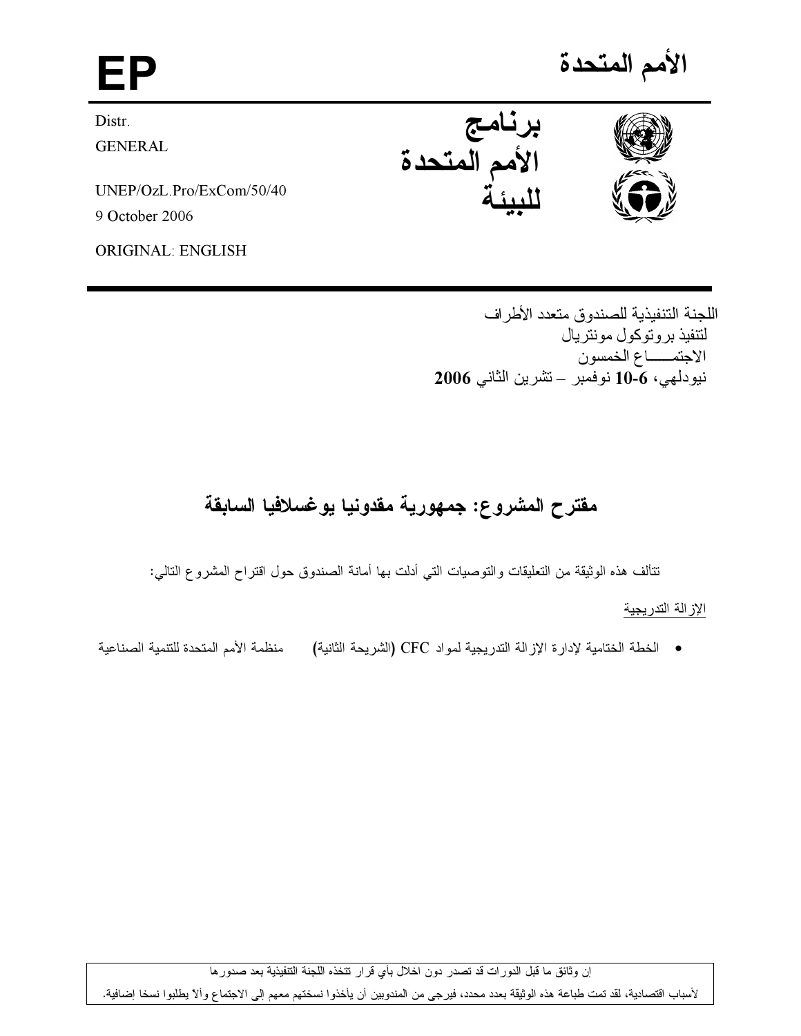# الأمم المتحدة

# EP

Distr.
GENERAL

UNEP/OzL.Pro/ExCom/50/40
9 October 2006

ORIGINAL: ENGLISH

**برنامج الأمم المتحدة للبيئة**

اللجنة التنفيذية للصندوق متعدد الأطراف
لتنفيذ بروتوكول مونتريال
الاجتمـــــاع الخمسون
نيودلهي، **6-10** نوفمبر – تشرين الثاني **2006**

## مقترح المشروع: جمهورية مقدونيا يوغسلافيا السابقة

تتألف هذه الوثيقة من التعليقات والتوصيات التي أدلت بها أمانة الصندوق حول اقتراح المشروع التالي:

الإزالة التدريجية

- الخطة الختامية لإدارة الإزالة التدريجية لمواد CFC (الشريحة الثانية) منظمة الأمم المتحدة للتنمية الصناعية

إن وثائق ما قبل الدورات قد تصدر دون اخلال بأي قرار تتخذه اللجنة التنفيذية بعد صدورها

لأسباب اقتصادية، لقد تمت طباعة هذه الوثيقة بعدد محدد، فيرجى من المندوبين أن يأخذوا نسختهم معهم إلى الاجتماع وألا يطلبوا نسخا إضافية.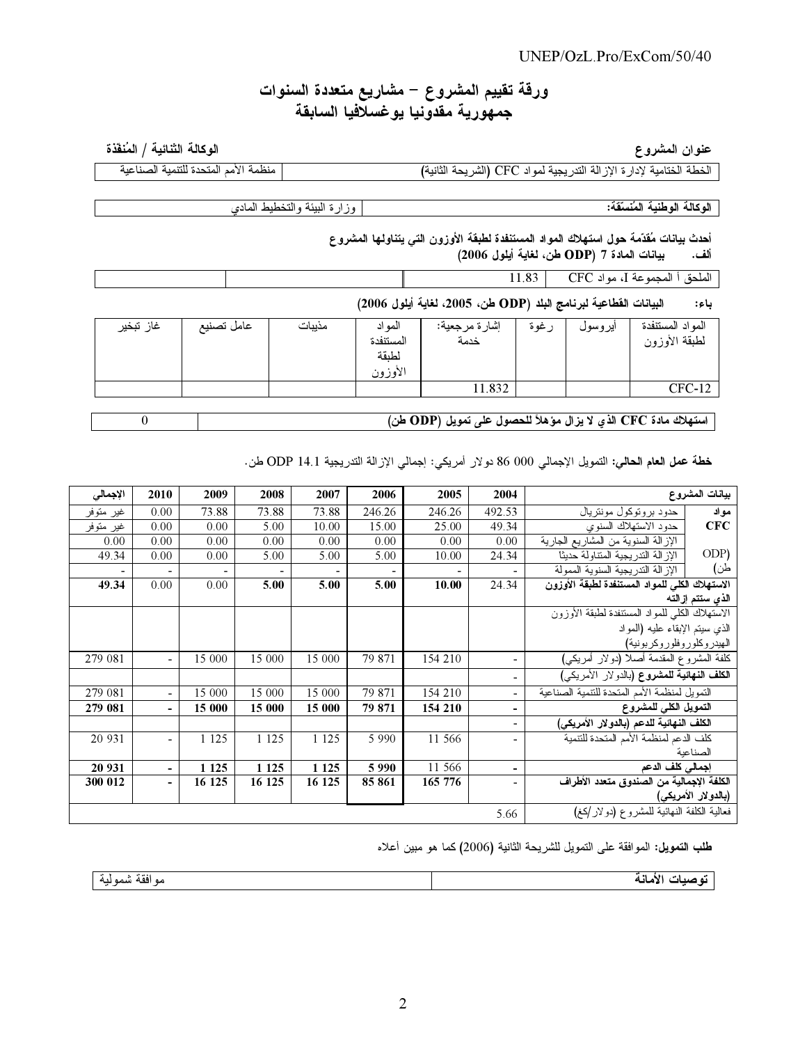# ورقة تقييم المشروع – مشاريع متعددة السنوات
## جمهورية مقدونيا يوغسلافيا السابقة

**عنوان المشروع** | **الوكالة الثنائية / المُنفِّذة**

| الخطة الختامية لإدارة الإزالة التدريجية لمواد CFC (الشريحة الثانية) | منظمة الأمم المتحدة للتنمية الصناعية |
|---|---|

| **الوكالة الوطنية المُنسّقة:** | وزارة البيئة والتخطيط المادي |
|---|---|

**أحدث بيانات مُقدّمة حول استهلاك المواد المستنفدة لطبقة الأوزون التي يتناولها المشروع**

**ألف. بيانات المادة 7 (ODP طن، لغاية أيلول 2006)**

| الملحق أ المجموعة I، مواد CFC | 11.83 | | |
|---|---|---|---|

**باء: البيانات القطاعية لبرنامج البلد (ODP طن، 2005، لغاية أيلول 2006)**

| المواد المستنفدة لطبقة الأوزون | أيروسول | رغوة | إشارة مرجعية: خدمة | المواد المستنفدة لطبقة الأوزون | مذيبات | عامل تصنيع | غاز تبخير |
|---|---|---|---|---|---|---|---|
| CFC-12 | | | 11.832 | | | | |

| **استهلاك مادة CFC الذي لا يزال مؤهلاً للحصول على تمويل (ODP طن)** | 0 |
|---|---|

**خطة عمل العام الحالي:** التمويل الإجمالي 000 86 دولار أمريكي: إجمالي الإزالة التدريجية 14.1 ODP طن.

| **بيانات المشروع** | | 2004 | 2005 | 2006 | 2007 | 2008 | 2009 | 2010 | الإجمالي |
|---|---|---|---|---|---|---|---|---|---|
| **مواد CFC** | حدود بروتوكول مونتريال | 492.53 | 246.26 | 246.26 | 73.88 | 73.88 | 73.88 | 0.00 | غير متوفر |
| | حدود الاستهلاك السنوي | 49.34 | 25.00 | 15.00 | 10.00 | 5.00 | 0.00 | 0.00 | غير متوفر |
| (ODP طن) | الإزالة السنوية من المشاريع الجارية | 0.00 | 0.00 | 0.00 | 0.00 | 0.00 | 0.00 | 0.00 | 0.00 |
| | الإزالة التدريجية المتناولة حديثًا | 24.34 | 10.00 | 5.00 | 5.00 | 5.00 | 0.00 | 0.00 | 49.34 |
| | الإزالة التدريجية السنوية الممولة | - | - | - | - | - | - | - | - |
| **الاستهلاك الكلي للمواد المستنفدة لطبقة الأوزون الذي سيتم إزالته** | | 24.34 | **10.00** | **5.00** | **5.00** | **5.00** | 0.00 | 0.00 | **49.34** |
| الاستهلاك الكلي للمواد المستنفدة لطبقة الأوزون الذي سيتم الإبقاء عليه (المواد الهيدروكلوروفلوروكربونية) | | | | | | | | | |
| كلفة المشروع المقدمة أصلا (دولار أمريكي) | | - | 154 210 | 79 871 | 15 000 | 15 000 | 15 000 | - | 279 081 |
| **الكلف النهائية للمشروع (بالدولار الأمريكي)** | | - | | | | | | | |
| التمويل لمنظمة الأمم المتحدة للتنمية الصناعية | | - | 154 210 | 79 871 | 15 000 | 15 000 | 15 000 | - | 279 081 |
| **التمويل الكلي للمشروع** | | - | **154 210** | **79 871** | **15 000** | **15 000** | **15 000** | **-** | **279 081** |
| **الكلف النهائية للدعم (بالدولار الأمريكي)** | | - | | | | | | | |
| كلف الدعم لمنظمة الأمم المتحدة للتنمية الصناعية | | - | 11 566 | 5 990 | 1 125 | 1 125 | 1 125 | - | 20 931 |
| **إجمالي كلف الدعم** | | **-** | 11 566 | **5 990** | **1 125** | **1 125** | **1 125** | **-** | **20 931** |
| **الكلفة الإجمالية من الصندوق متعدد الأطراف (بالدولار الأمريكي)** | | **-** | **165 776** | **85 861** | **16 125** | **16 125** | **16 125** | **-** | **300 012** |
| فعالية الكلفة النهائية للمشروع (دولار/كغ) | | 5.66 | | | | | | | |

**طلب التمويل:** الموافقة على التمويل للشريحة الثانية (2006) كما هو مبين أعلاه

| **توصيات الأمانة** | موافقة شمولية |
|---|---|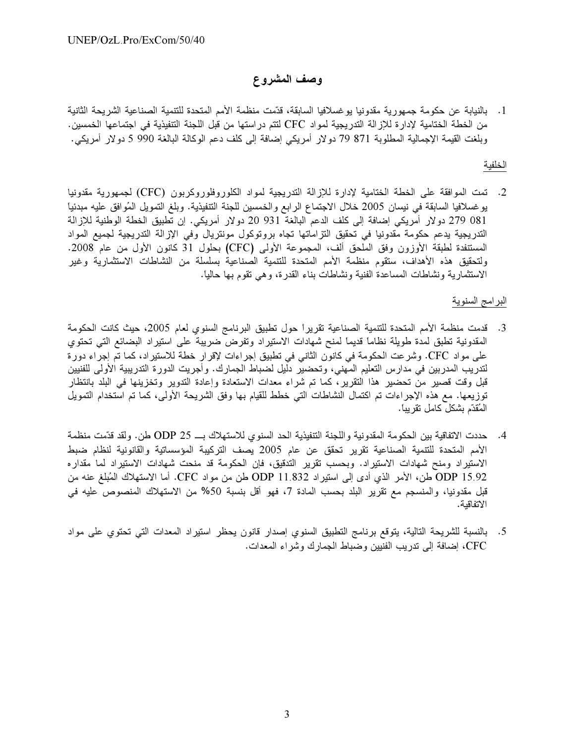# وصف المشروع

1. بالنيابة عن حكومة جمهورية مقدونيا يوغسلافيا السابقة، قدّمت منظمة الأمم المتحدة للتنمية الصناعية الشريحة الثانية من الخطة الختامية لإدارة للإزالة التدريجية لمواد CFC لتتم دراستها من قبل اللجنة التنفيذية في اجتماعها الخمسين. وبلغت القيمة الإجمالية المطلوبة 871 79 دولار أمريكي إضافة إلى كلف دعم الوكالة البالغة 990 5 دولار أمريكي.

## الخلفية

2. تمت الموافقة على الخطة الختامية لإدارة للإزالة التدريجية لمواد الكلوروفلوروكربون (CFC) لجمهورية مقدونيا يوغسلافيا السابقة في نيسان 2005 خلال الاجتماع الرابع والخمسين للجنة التنفيذية. وبلغ التمويل المُوافق عليه مبدئياً 081 279 دولار أمريكي إضافة إلى كلف الدعم البالغة 931 20 دولار أمريكي. إن تطبيق الخطة الوطنية للإزالة التدريجية يدعم حكومة مقدونيا في تحقيق التزاماتها تجاه بروتوكول مونتريال وفي الإزالة التدريجية لجميع المواد المستنفدة لطبقة الأوزون وفق الملحق ألف، المجموعة الأولى (CFC) بحلول 31 كانون الأول من عام 2008. ولتحقيق هذه الأهداف، ستقوم منظمة الأمم المتحدة للتنمية الصناعية بسلسلة من النشاطات الاستثمارية وغير الاستثمارية ونشاطات المساعدة الفنية ونشاطات بناء القدرة، وهي تقوم بها حالياً.

## البرامج السنوية

3. قدمت منظمة الأمم المتحدة للتنمية الصناعية تقريراً حول تطبيق البرنامج السنوي لعام 2005، حيث كانت الحكومة المقدونية تطبق لمدة طويلة نظاماً قديماً لمنح شهادات الاستيراد وتفرض ضريبة على استيراد البضائع التي تحتوي على مواد CFC. وشرعت الحكومة في كانون الثاني في تطبيق إجراءات لإقرار خطة للاستيراد، كما تم إجراء دورة لتدريب المدربين في مدارس التعليم المهني، وتحضير دليل لضباط الجمارك. وأجريت الدورة التدريبية الأولى للفنيين قبل وقت قصير من تحضير هذا التقرير، كما تم شراء معدات الاستعادة وإعادة التدوير وتخزينها في البلد بانتظار توزيعها. مع هذه الإجراءات تم اكتمال النشاطات التي خطط للقيام بها وفق الشريحة الأولى، كما تم استخدام التمويل المُقدّم بشكل كامل تقريباً.

4. حددت الاتفاقية بين الحكومة المقدونية واللجنة التنفيذية الحد السنوي للاستهلاك بـــ 25 ODP طن. ولقد قدّمت منظمة الأمم المتحدة للتنمية الصناعية تقرير تحقق عن عام 2005 يصف التركيبة المؤسساتية والقانونية لنظام ضبط الاستيراد ومنح شهادات الاستيراد. وبحسب تقرير التدقيق، فإن الحكومة قد منحت شهادات الاستيراد لما مقداره 15.92 ODP طن، الأمر الذي أدى إلى استيراد 11.832 ODP طن من مواد CFC. أما الاستهلاك المُبلغ عنه من قبل مقدونيا، والمنسجم مع تقرير البلد بحسب المادة 7، فهو أقل بنسبة 50% من الاستهلاك المنصوص عليه في الاتفاقية.

5. بالنسبة للشريحة التالية، يتوقع برنامج التطبيق السنوي إصدار قانون يحظر استيراد المعدات التي تحتوي على مواد CFC، إضافة إلى تدريب الفنيين وضباط الجمارك وشراء المعدات.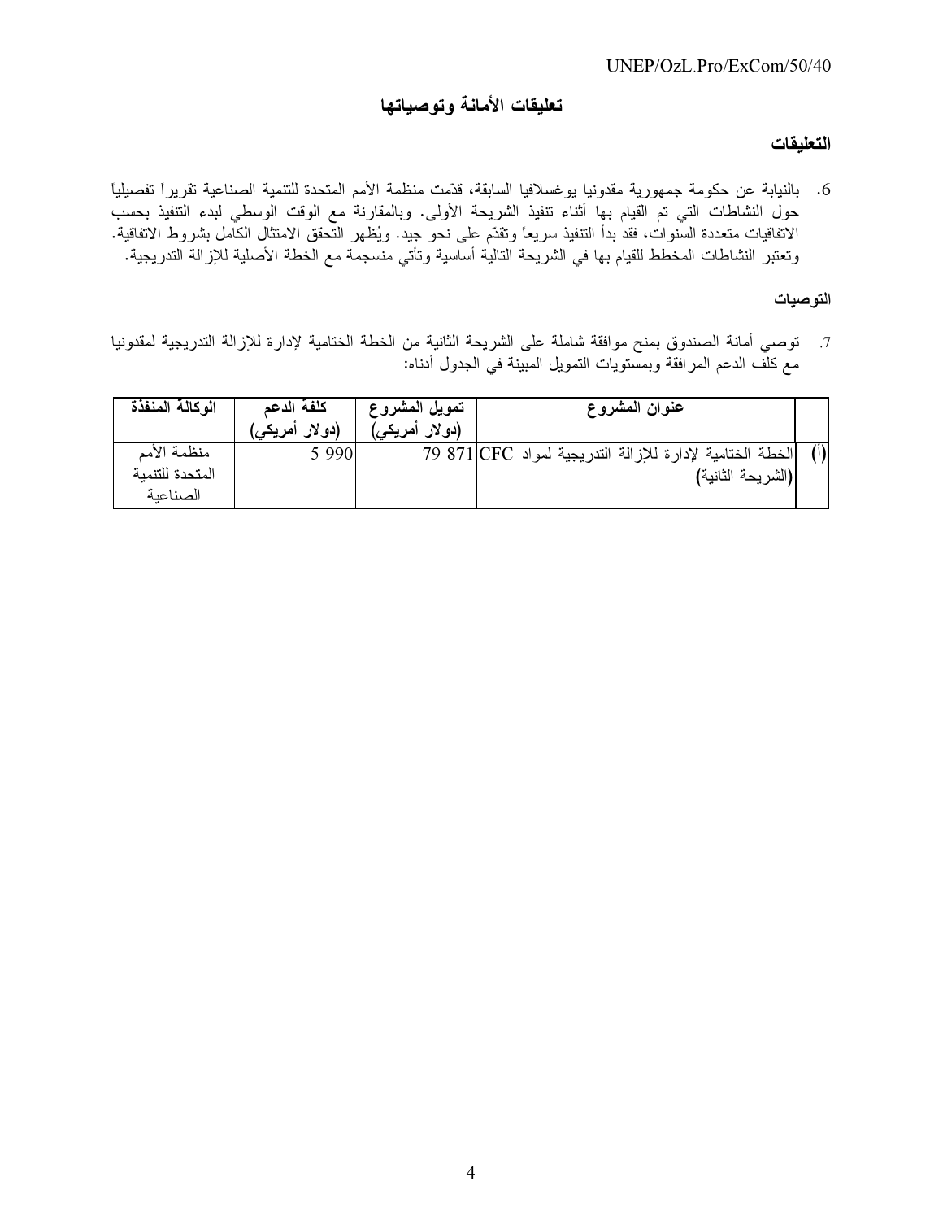## تعليقات الأمانة وتوصياتها

### التعليقات

6. بالنيابة عن حكومة جمهورية مقدونيا يوغسلافيا السابقة، قدّمت منظمة الأمم المتحدة للتنمية الصناعية تقريراً تفصيلياً حول النشاطات التي تم القيام بها أثناء تنفيذ الشريحة الأولى. وبالمقارنة مع الوقت الوسطي لبدء التنفيذ بحسب الاتفاقيات متعددة السنوات، فقد بدأ التنفيذ سريعاً وتقدّم على نحو جيد. ويُظهر التحقق الامتثال الكامل بشروط الاتفاقية. وتعتبر النشاطات المخطط للقيام بها في الشريحة التالية أساسية وتأتي منسجمة مع الخطة الأصلية للإزالة التدريجية.

### التوصيات

7. توصي أمانة الصندوق بمنح موافقة شاملة على الشريحة الثانية من الخطة الختامية لإدارة للإزالة التدريجية لمقدونيا مع كلف الدعم المرافقة وبمستويات التمويل المبينة في الجدول أدناه:

| | عنوان المشروع | تمويل المشروع (دولار أمريكي) | كلفة الدعم (دولار أمريكي) | الوكالة المنفذة |
|---|---|---|---|---|
| (أ) | الخطة الختامية لإدارة للإزالة التدريجية لمواد CFC (الشريحة الثانية) | 79 871 | 5 990 | منظمة الأمم المتحدة للتنمية الصناعية |